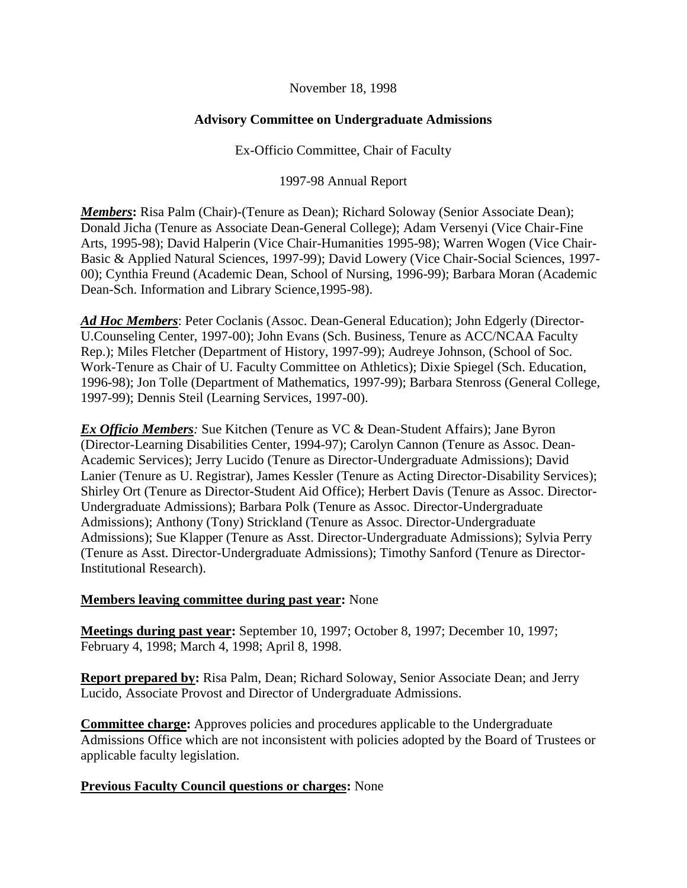November 18, 1998

**Advisory Committee on Undergraduate Admissions**

Ex-Officio Committee, Chair of Faculty

1997-98 Annual Report

***Members*:** Risa Palm (Chair)-(Tenure as Dean); Richard Soloway (Senior Associate Dean); Donald Jicha (Tenure as Associate Dean-General College); Adam Versenyi (Vice Chair-Fine Arts, 1995-98); David Halperin (Vice Chair-Humanities 1995-98); Warren Wogen (Vice Chair-Basic & Applied Natural Sciences, 1997-99); David Lowery (Vice Chair-Social Sciences, 1997-00); Cynthia Freund (Academic Dean, School of Nursing, 1996-99); Barbara Moran (Academic Dean-Sch. Information and Library Science,1995-98).

***Ad Hoc Members***: Peter Coclanis (Assoc. Dean-General Education); John Edgerly (Director-U.Counseling Center, 1997-00); John Evans (Sch. Business, Tenure as ACC/NCAA Faculty Rep.); Miles Fletcher (Department of History, 1997-99); Audreye Johnson, (School of Soc. Work-Tenure as Chair of U. Faculty Committee on Athletics); Dixie Spiegel (Sch. Education, 1996-98); Jon Tolle (Department of Mathematics, 1997-99); Barbara Stenross (General College, 1997-99); Dennis Steil (Learning Services, 1997-00).

***Ex Officio Members**:* Sue Kitchen (Tenure as VC & Dean-Student Affairs); Jane Byron (Director-Learning Disabilities Center, 1994-97); Carolyn Cannon (Tenure as Assoc. Dean-Academic Services); Jerry Lucido (Tenure as Director-Undergraduate Admissions); David Lanier (Tenure as U. Registrar), James Kessler (Tenure as Acting Director-Disability Services); Shirley Ort (Tenure as Director-Student Aid Office); Herbert Davis (Tenure as Assoc. Director-Undergraduate Admissions); Barbara Polk (Tenure as Assoc. Director-Undergraduate Admissions); Anthony (Tony) Strickland (Tenure as Assoc. Director-Undergraduate Admissions); Sue Klapper (Tenure as Asst. Director-Undergraduate Admissions); Sylvia Perry (Tenure as Asst. Director-Undergraduate Admissions); Timothy Sanford (Tenure as Director-Institutional Research).

**Members leaving committee during past year:** None

**Meetings during past year:** September 10, 1997; October 8, 1997; December 10, 1997; February 4, 1998; March 4, 1998; April 8, 1998.

**Report prepared by:** Risa Palm, Dean; Richard Soloway, Senior Associate Dean; and Jerry Lucido, Associate Provost and Director of Undergraduate Admissions.

**Committee charge:** Approves policies and procedures applicable to the Undergraduate Admissions Office which are not inconsistent with policies adopted by the Board of Trustees or applicable faculty legislation.

**Previous Faculty Council questions or charges:** None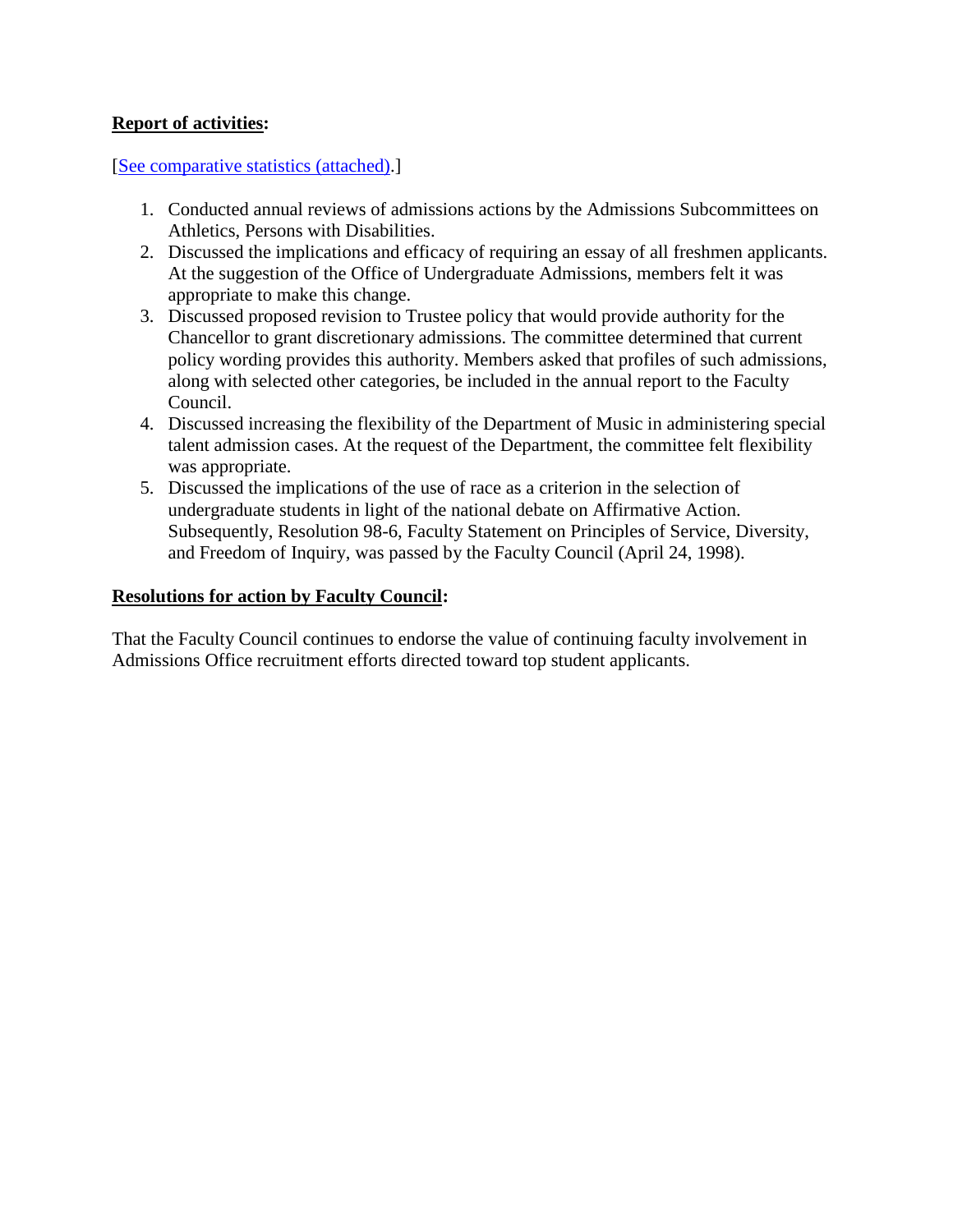**Report of activities:**

[See comparative statistics (attached).]

1. Conducted annual reviews of admissions actions by the Admissions Subcommittees on Athletics, Persons with Disabilities.
2. Discussed the implications and efficacy of requiring an essay of all freshmen applicants. At the suggestion of the Office of Undergraduate Admissions, members felt it was appropriate to make this change.
3. Discussed proposed revision to Trustee policy that would provide authority for the Chancellor to grant discretionary admissions. The committee determined that current policy wording provides this authority. Members asked that profiles of such admissions, along with selected other categories, be included in the annual report to the Faculty Council.
4. Discussed increasing the flexibility of the Department of Music in administering special talent admission cases. At the request of the Department, the committee felt flexibility was appropriate.
5. Discussed the implications of the use of race as a criterion in the selection of undergraduate students in light of the national debate on Affirmative Action. Subsequently, Resolution 98-6, Faculty Statement on Principles of Service, Diversity, and Freedom of Inquiry, was passed by the Faculty Council (April 24, 1998).

**Resolutions for action by Faculty Council:**

That the Faculty Council continues to endorse the value of continuing faculty involvement in Admissions Office recruitment efforts directed toward top student applicants.